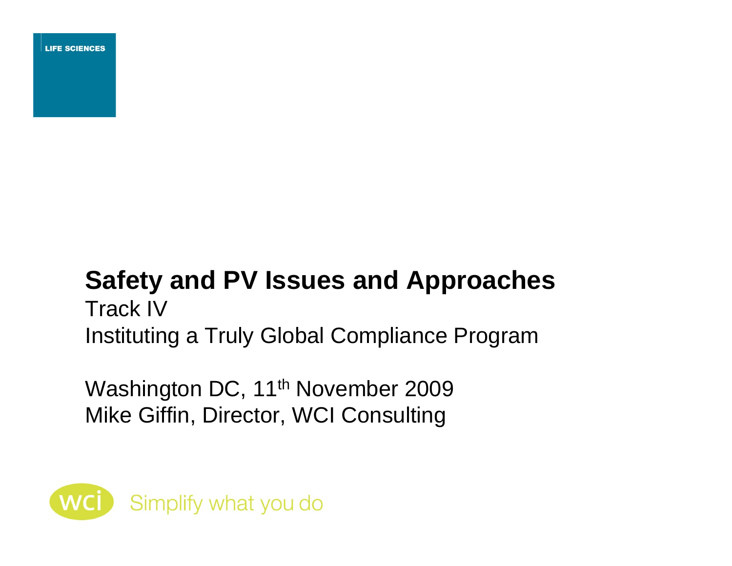LIFE SCIENCES

# Safety and PV Issues and Approaches

Track IV

Instituting a Truly Global Compliance Program

Washington DC, 11th November 2009

Mike Giffin, Director, WCI Consulting

wci Simplify what you do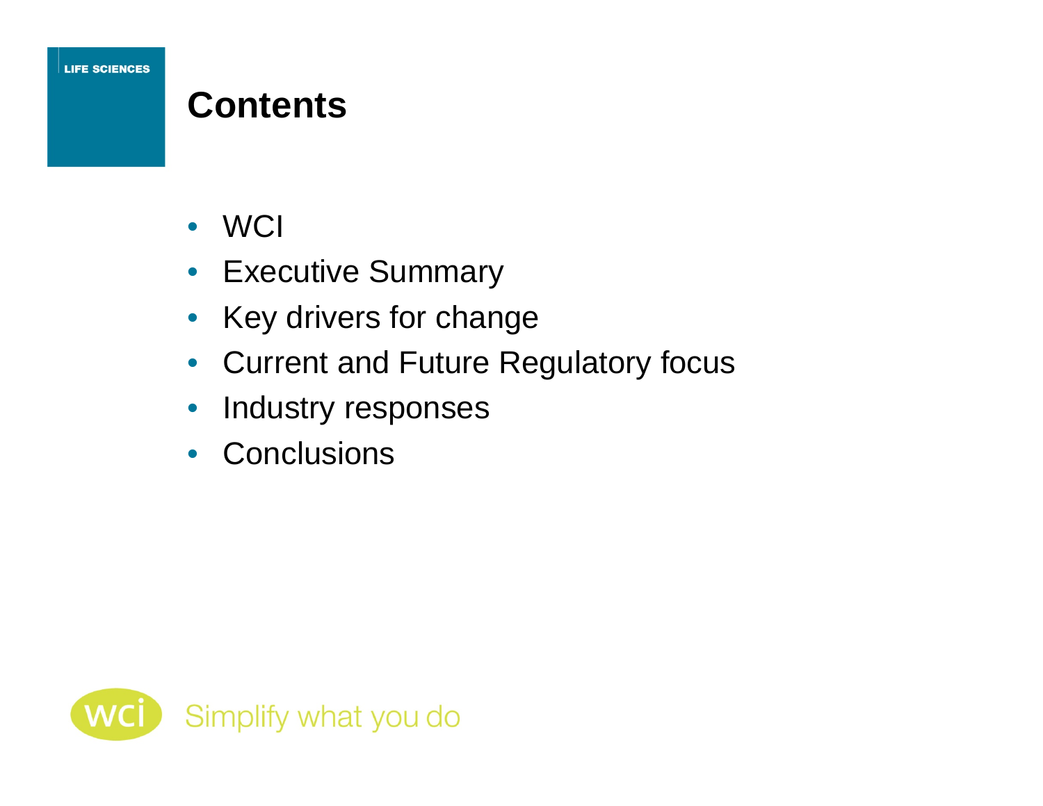# Contents

- WCI
- Executive Summary
- Key drivers for change
- Current and Future Regulatory focus
- Industry responses
- Conclusions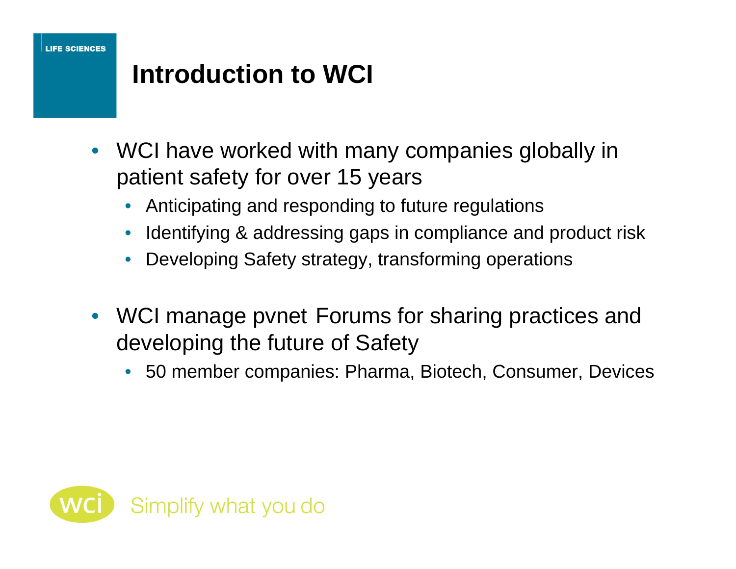# Introduction to WCI

- WCI have worked with many companies globally in patient safety for over 15 years
  - Anticipating and responding to future regulations
  - Identifying & addressing gaps in compliance and product risk
  - Developing Safety strategy, transforming operations

- WCI manage pvnet Forums for sharing practices and developing the future of Safety
  - 50 member companies: Pharma, Biotech, Consumer, Devices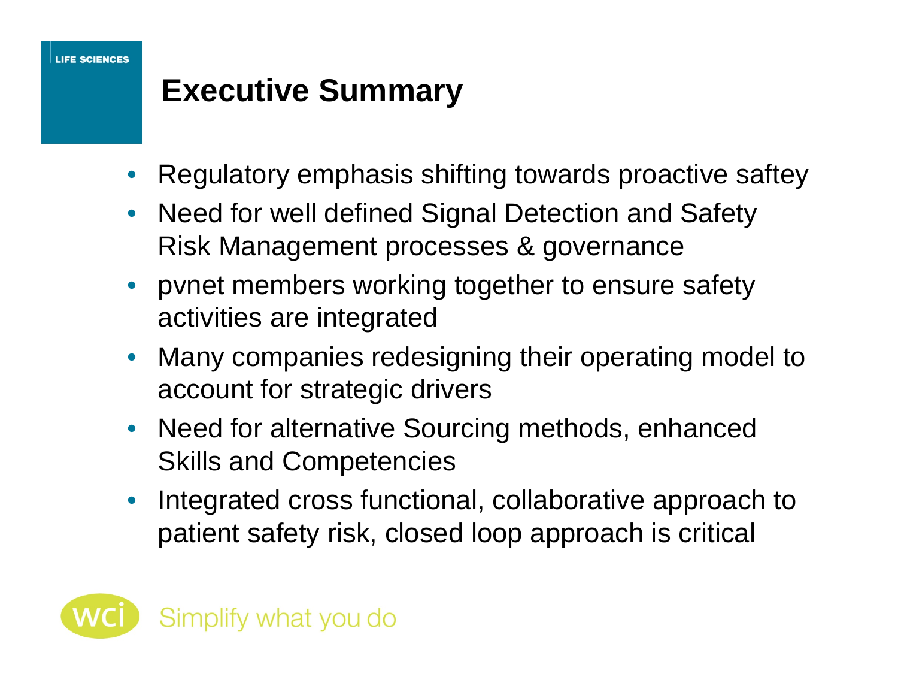# Executive Summary

- Regulatory emphasis shifting towards proactive saftey
- Need for well defined Signal Detection and Safety Risk Management processes & governance
- pvnet members working together to ensure safety activities are integrated
- Many companies redesigning their operating model to account for strategic drivers
- Need for alternative Sourcing methods, enhanced Skills and Competencies
- Integrated cross functional, collaborative approach to patient safety risk, closed loop approach is critical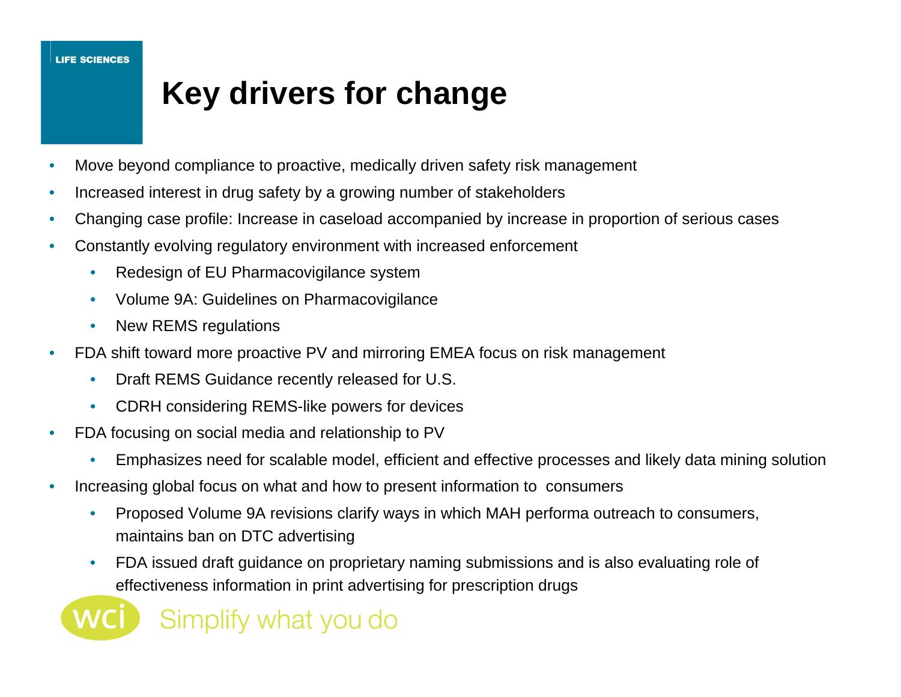LIFE SCIENCES

# Key drivers for change

- Move beyond compliance to proactive, medically driven safety risk management
- Increased interest in drug safety by a growing number of stakeholders
- Changing case profile: Increase in caseload accompanied by increase in proportion of serious cases
- Constantly evolving regulatory environment with increased enforcement
  - Redesign of EU Pharmacovigilance system
  - Volume 9A: Guidelines on Pharmacovigilance
  - New REMS regulations
- FDA shift toward more proactive PV and mirroring EMEA focus on risk management
  - Draft REMS Guidance recently released for U.S.
  - CDRH considering REMS-like powers for devices
- FDA focusing on social media and relationship to PV
  - Emphasizes need for scalable model, efficient and effective processes and likely data mining solution
- Increasing global focus on what and how to present information to consumers
  - Proposed Volume 9A revisions clarify ways in which MAH performa outreach to consumers, maintains ban on DTC advertising
  - FDA issued draft guidance on proprietary naming submissions and is also evaluating role of effectiveness information in print advertising for prescription drugs

wci Simplify what you do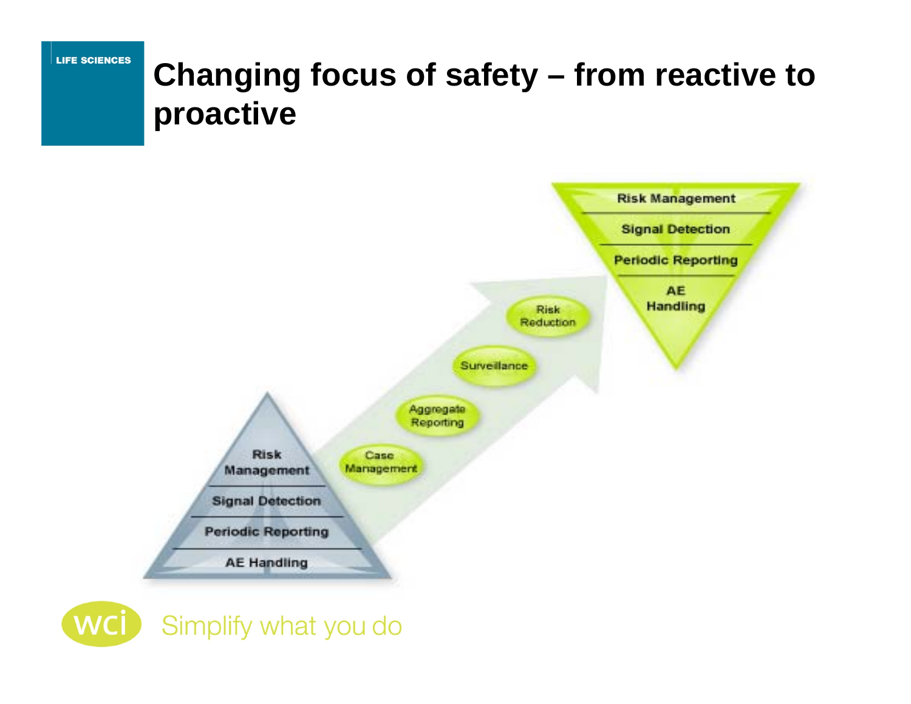LIFE SCIENCES

# Changing focus of safety – from reactive to proactive

Risk Management

Signal Detection

Periodic Reporting

AE Handling

Case Management

Aggregate Reporting

Surveillance

Risk Reduction

Risk Management

Signal Detection

Periodic Reporting

AE Handling

wci Simplify what you do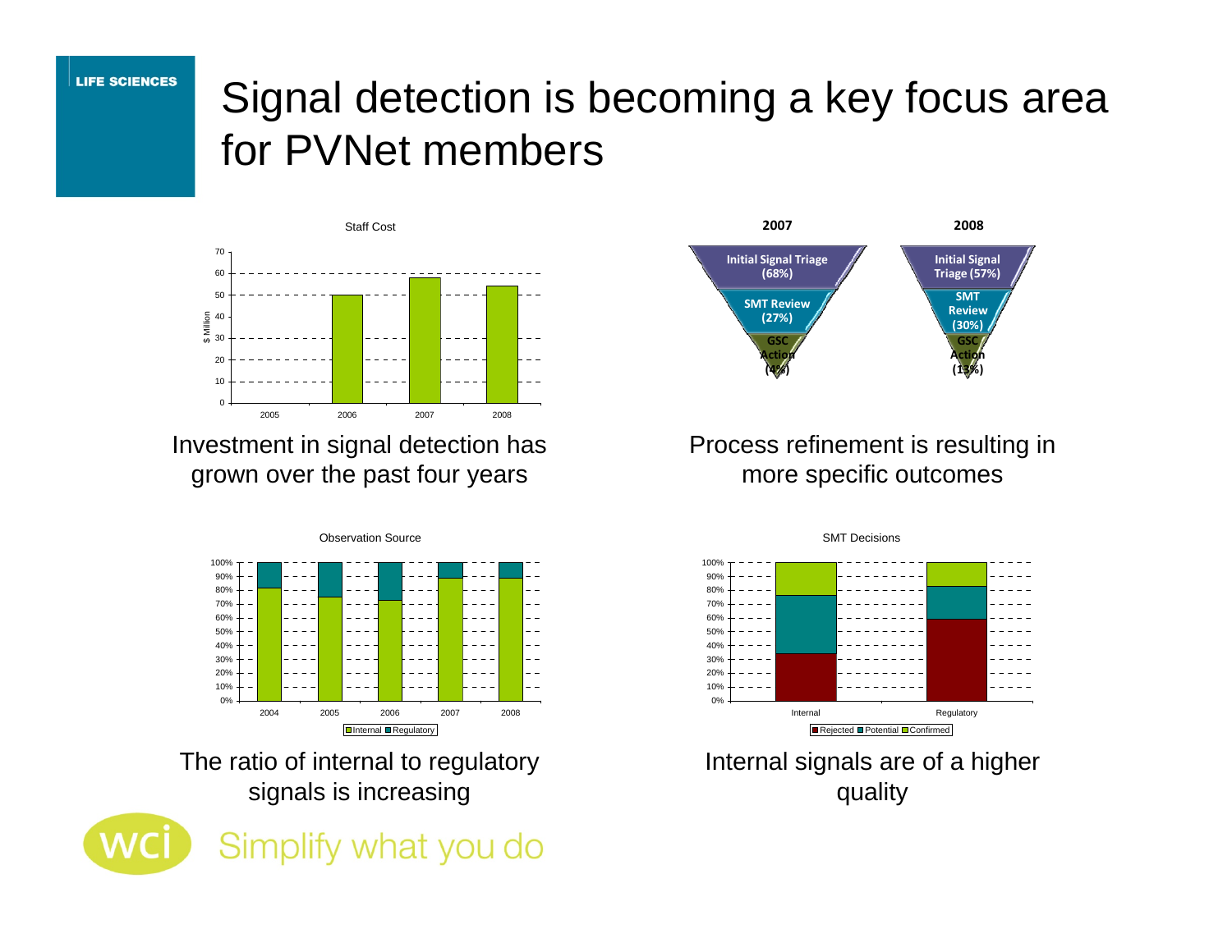# Signal detection is becoming a key focus area for PVNet members

Staff Cost

$ Million

| Year | 2005 | 2006 | 2007 | 2008 |
|---|---|---|---|---|
| | | | | |

Investment in signal detection has grown over the past four years

**2007**

**Initial Signal Triage (68%)**

**SMT Review (27%)**

**GSC Action (4%)**

**2008**

**Initial Signal Triage (57%)**

**SMT Review (30%)**

**GSC Action (13%)**

Process refinement is resulting in more specific outcomes

Observation Source

Internal / Regulatory

2004, 2005, 2006, 2007, 2008

The ratio of internal to regulatory signals is increasing

SMT Decisions

Rejected / Potential / Confirmed

Internal, Regulatory

Internal signals are of a higher quality

Simplify what you do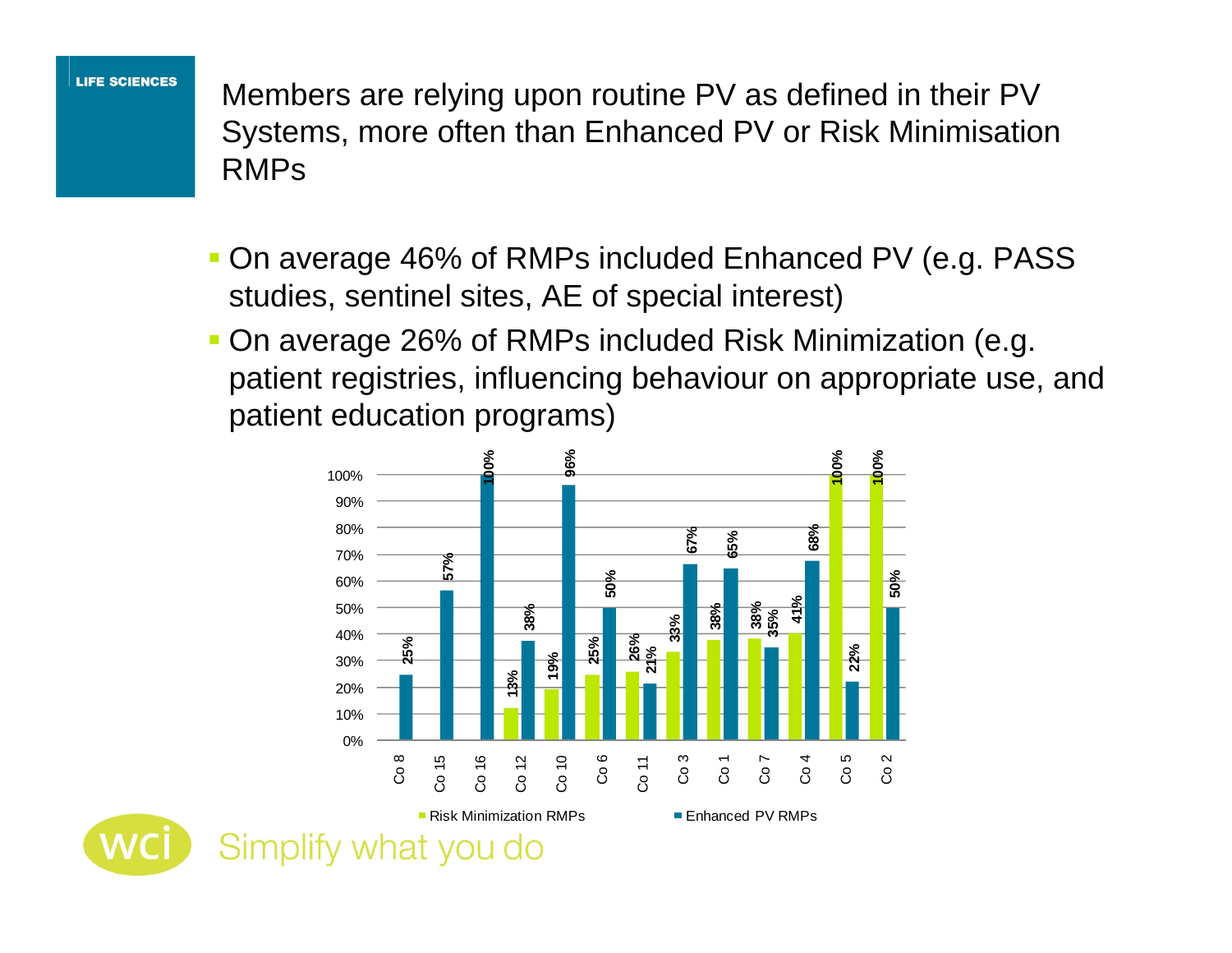LIFE SCIENCES

# Members are relying upon routine PV as defined in their PV Systems, more often than Enhanced PV or Risk Minimisation RMPs

- On average 46% of RMPs included Enhanced PV (e.g. PASS studies, sentinel sites, AE of special interest)
- On average 26% of RMPs included Risk Minimization (e.g. patient registries, influencing behaviour on appropriate use, and patient education programs)

| Company | Risk Minimization RMPs | Enhanced PV RMPs |
| --- | --- | --- |
| Co 8 | | 25% |
| Co 15 | | 57% |
| Co 16 | | 100% |
| Co 12 | 13% | 38% |
| Co 10 | 19% | 96% |
| Co 6 | 25% | 50% |
| Co 11 | 26% | 21% |
| Co 3 | 33% | 67% |
| Co 1 | 38% | 65% |
| Co 7 | 38% | 35% |
| Co 4 | 41% | 68% |
| Co 5 | 100% | 22% |
| Co 2 | 100% | 50% |

wci Simplify what you do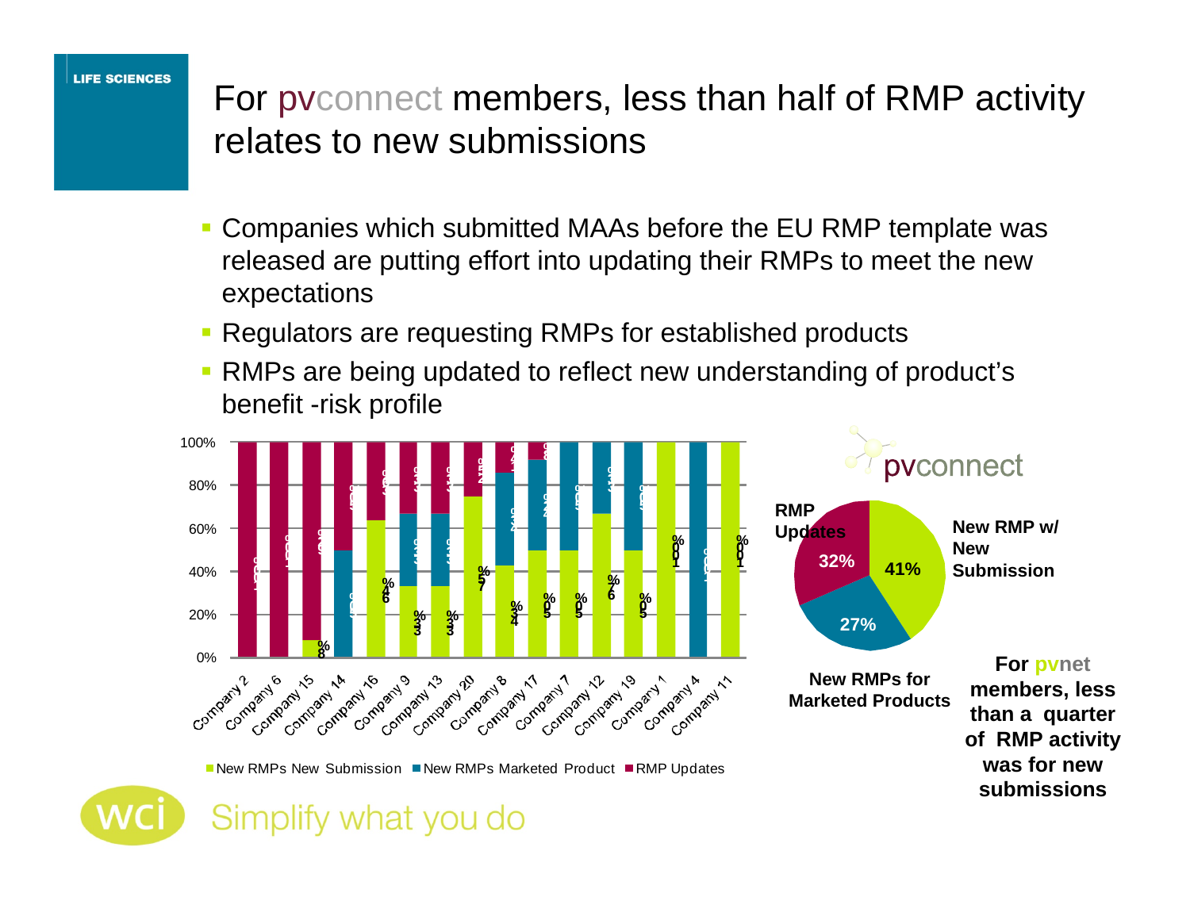LIFE SCIENCES

# For pvconnect members, less than half of RMP activity relates to new submissions

- Companies which submitted MAAs before the EU RMP template was released are putting effort into updating their RMPs to meet the new expectations
- Regulators are requesting RMPs for established products
- RMPs are being updated to reflect new understanding of product's benefit -risk profile

| Company | New RMPs New Submission | New RMPs Marketed Product | RMP Updates |
|---|---|---|---|
| Company 2 | | | |
| Company 6 | | | |
| Company 15 | 8% | | |
| Company 14 | | | |
| Company 16 | 64% | | |
| Company 9 | 33% | | |
| Company 13 | 33% | | |
| Company 20 | 75% | | |
| Company 8 | 43% | | |
| Company 17 | 50% | | |
| Company 7 | 50% | | |
| Company 12 | 67% | | |
| Company 19 | 50% | | |
| Company 1 | 100% | | |
| Company 4 | | | |
| Company 11 | 100% | | |

pvconnect

- RMP Updates: 32%
- New RMP w/ New Submission: 41%
- New RMPs for Marketed Products: 27%

**For pvnet members, less than a quarter of RMP activity was for new submissions**

Simplify what you do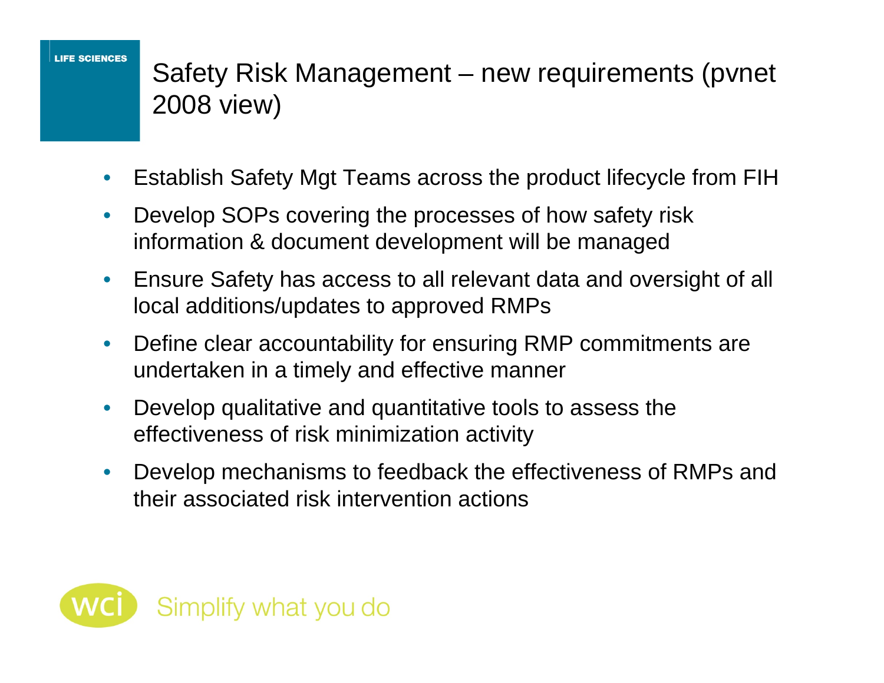# Safety Risk Management – new requirements (pvnet 2008 view)

- Establish Safety Mgt Teams across the product lifecycle from FIH
- Develop SOPs covering the processes of how safety risk information & document development will be managed
- Ensure Safety has access to all relevant data and oversight of all local additions/updates to approved RMPs
- Define clear accountability for ensuring RMP commitments are undertaken in a timely and effective manner
- Develop qualitative and quantitative tools to assess the effectiveness of risk minimization activity
- Develop mechanisms to feedback the effectiveness of RMPs and their associated risk intervention actions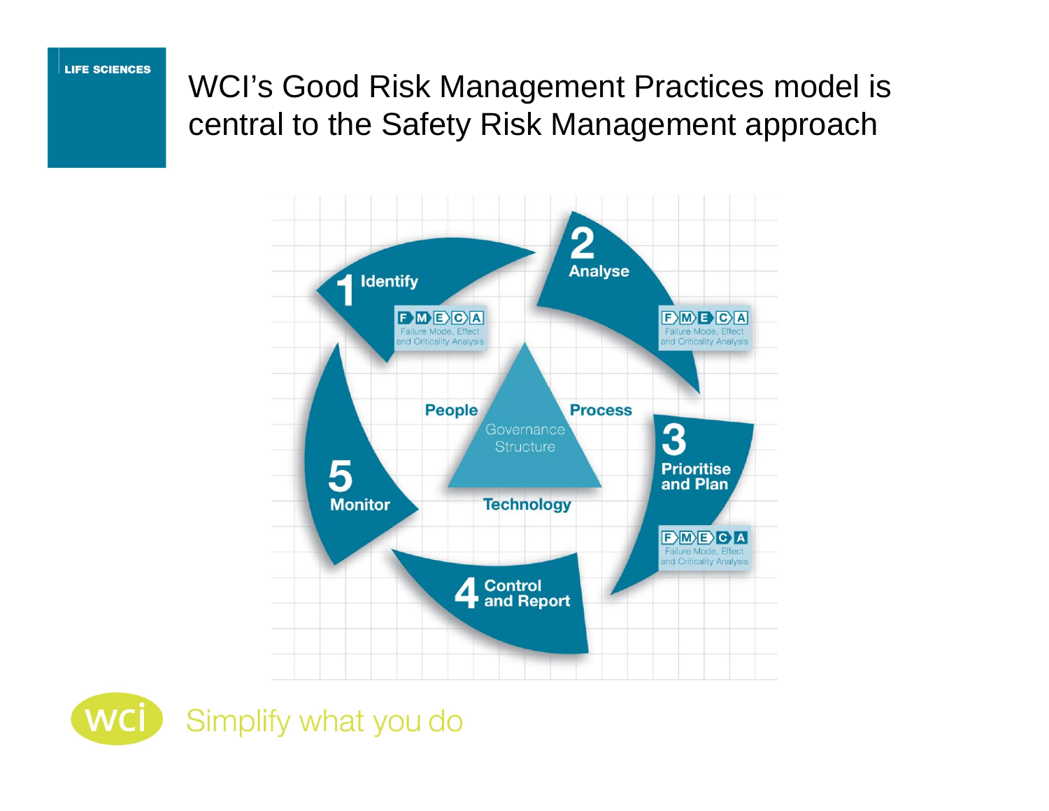LIFE SCIENCES

# WCI's Good Risk Management Practices model is central to the Safety Risk Management approach

1 Identify

F M E C A
Failure Mode, Effect and Criticality Analysis

2 Analyse

F M E C A
Failure Mode, Effect and Criticality Analysis

3 Prioritise and Plan

F M E C A
Failure Mode, Effect and Criticality Analysis

4 Control and Report

5 Monitor

People

Process

Technology

Governance Structure

wci Simplify what you do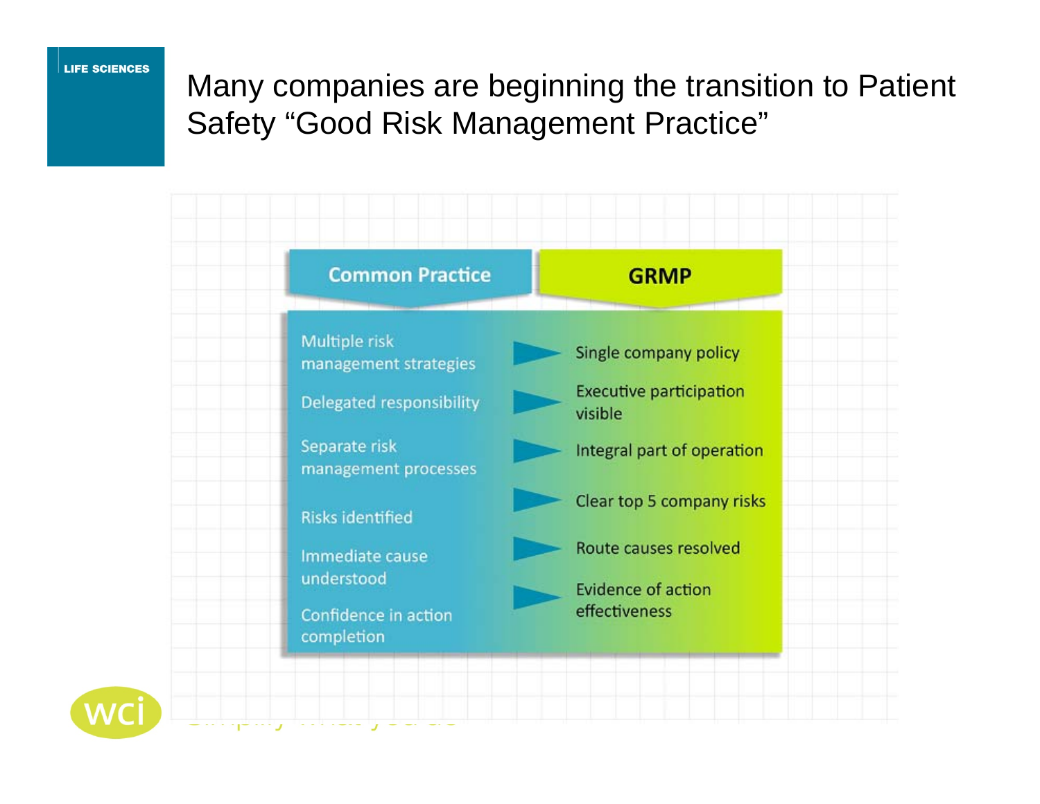# Many companies are beginning the transition to Patient Safety "Good Risk Management Practice"

| Common Practice | GRMP |
| --- | --- |
| Multiple risk management strategies | Single company policy |
| Delegated responsibility | Executive participation visible |
| Separate risk management processes | Integral part of operation |
| Risks identified | Clear top 5 company risks |
| Immediate cause understood | Route causes resolved |
| Confidence in action completion | Evidence of action effectiveness |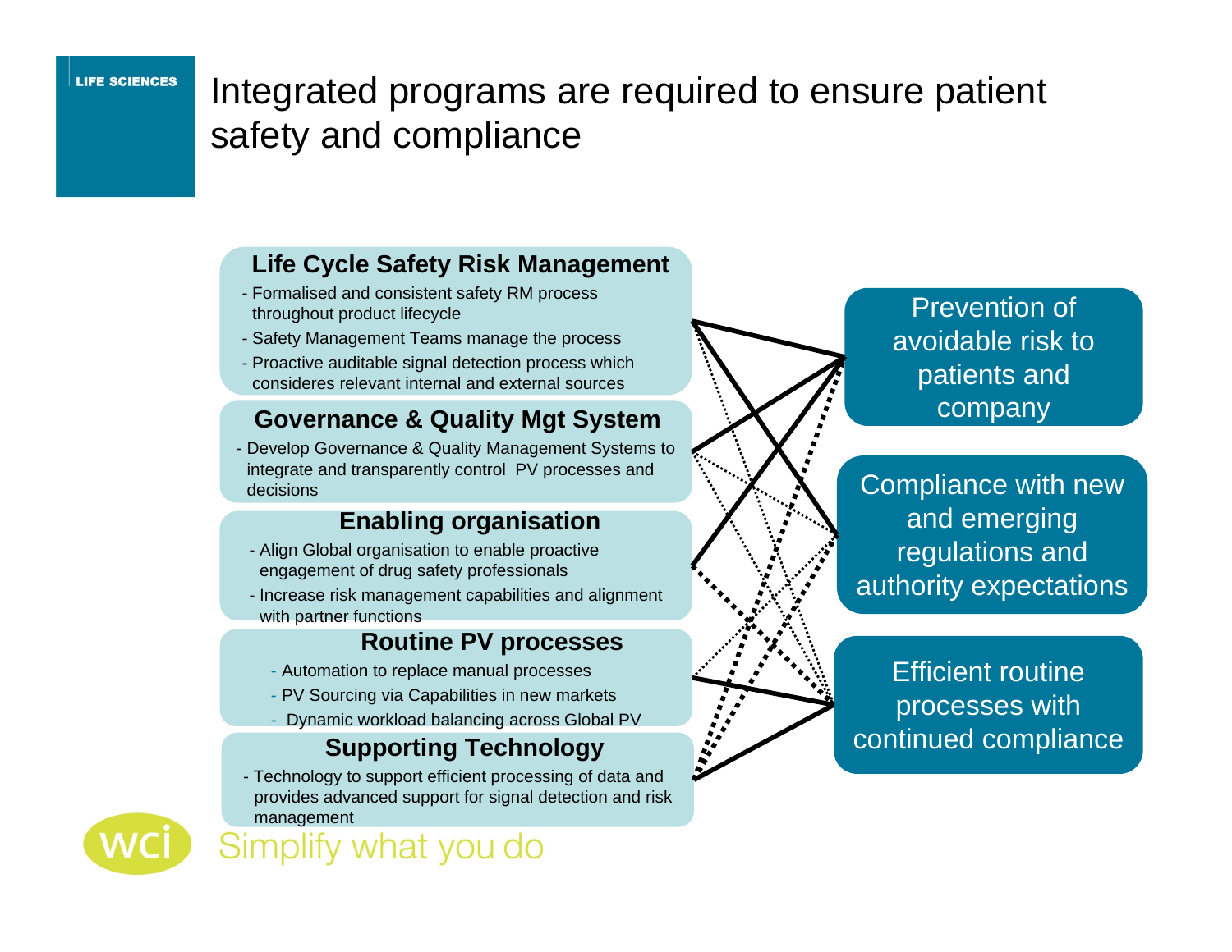# Integrated programs are required to ensure patient safety and compliance

### Life Cycle Safety Risk Management

- Formalised and consistent safety RM process throughout product lifecycle
- Safety Management Teams manage the process
- Proactive auditable signal detection process which consideres relevant internal and external sources

### Governance & Quality Mgt System

- Develop Governance & Quality Management Systems to integrate and transparently control PV processes and decisions

### Enabling organisation

- Align Global organisation to enable proactive engagement of drug safety professionals
- Increase risk management capabilities and alignment with partner functions

### Routine PV processes

- Automation to replace manual processes
- PV Sourcing via Capabilities in new markets
- Dynamic workload balancing across Global PV

### Supporting Technology

- Technology to support efficient processing of data and provides advanced support for signal detection and risk management

**Prevention of avoidable risk to patients and company**

**Compliance with new and emerging regulations and authority expectations**

**Efficient routine processes with continued compliance**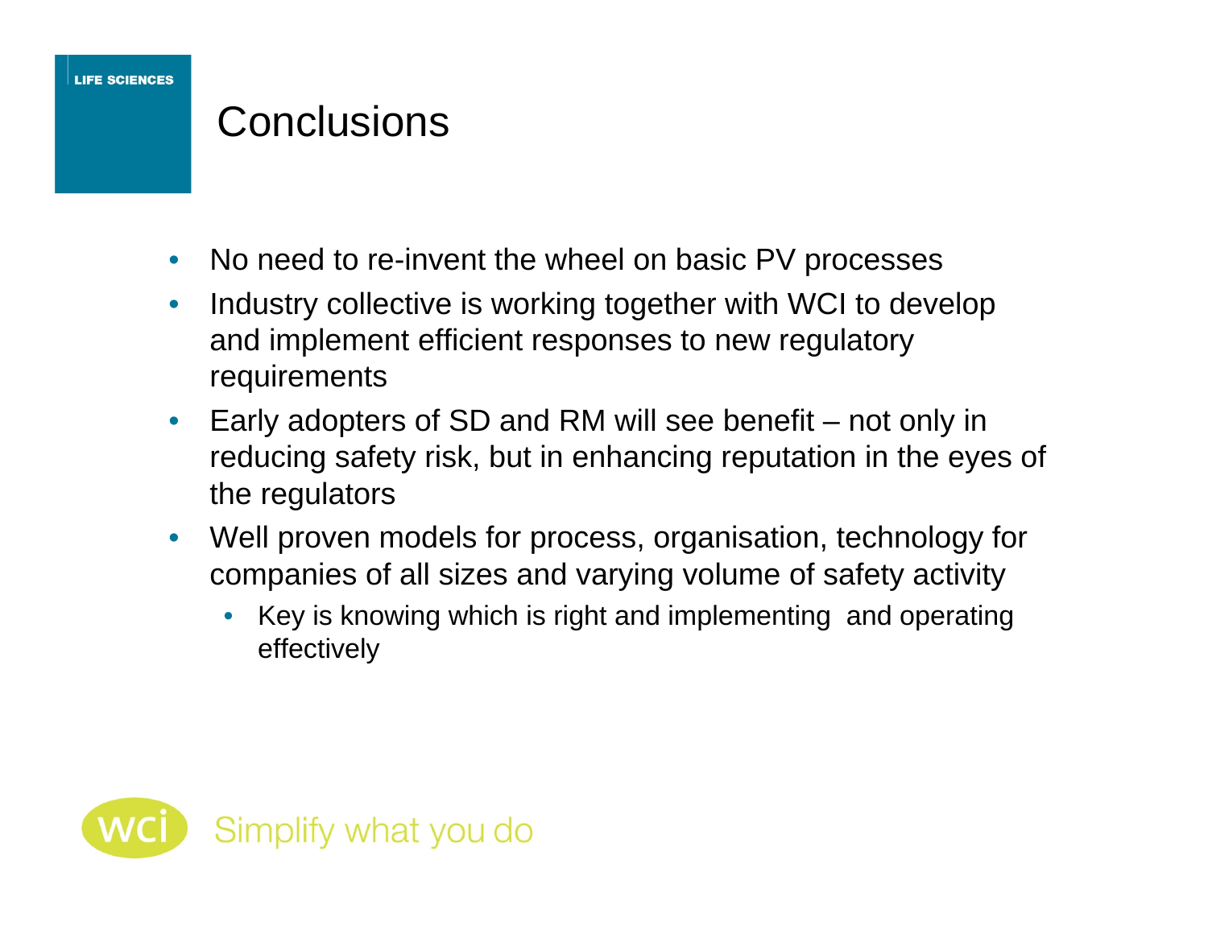LIFE SCIENCES

# Conclusions

- No need to re-invent the wheel on basic PV processes
- Industry collective is working together with WCI to develop and implement efficient responses to new regulatory requirements
- Early adopters of SD and RM will see benefit – not only in reducing safety risk, but in enhancing reputation in the eyes of the regulators
- Well proven models for process, organisation, technology for companies of all sizes and varying volume of safety activity
  - Key is knowing which is right and implementing and operating effectively

wci Simplify what you do